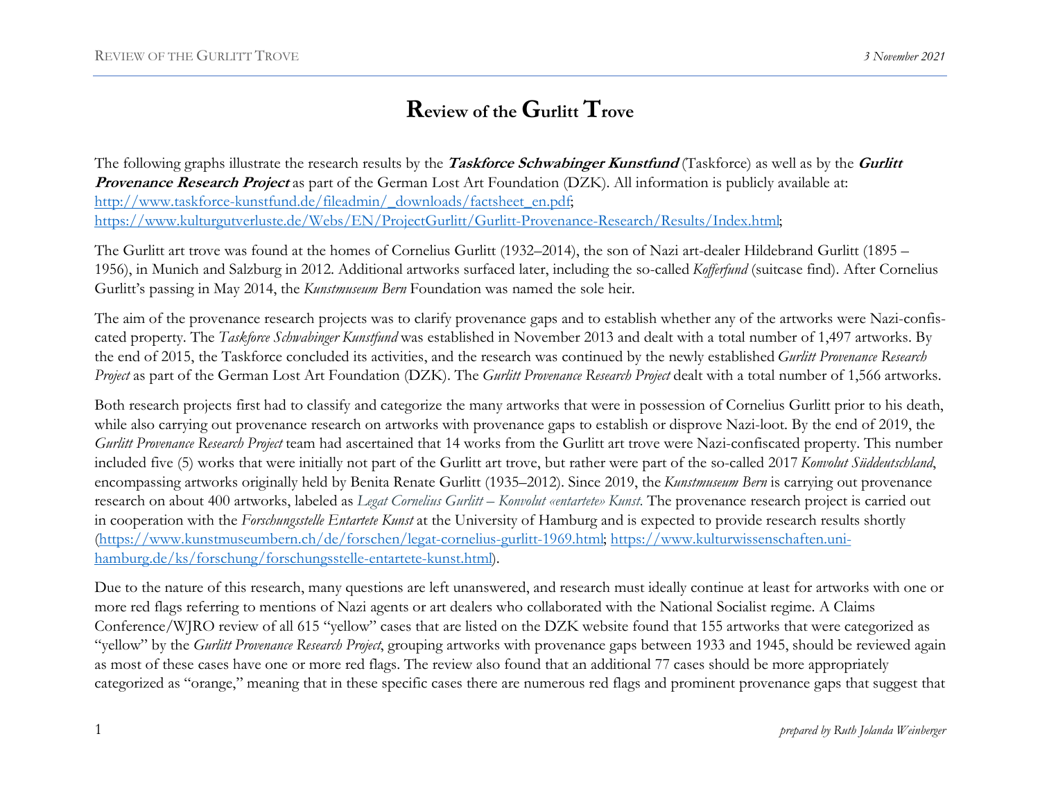# Review of the Gurlitt Trove

The following graphs illustrate the research results by the ***Taskforce Schwabinger Kunstfund*** (Taskforce) as well as by the ***Gurlitt Provenance Research Project*** as part of the German Lost Art Foundation (DZK). All information is publicly available at: [http://www.taskforce-kunstfund.de/fileadmin/_downloads/factsheet_en.pdf](http://www.taskforce-kunstfund.de/fileadmin/_downloads/factsheet_en.pdf); [https://www.kulturgutverluste.de/Webs/EN/ProjectGurlitt/Gurlitt-Provenance-Research/Results/Index.html](https://www.kulturgutverluste.de/Webs/EN/ProjectGurlitt/Gurlitt-Provenance-Research/Results/Index.html);

The Gurlitt art trove was found at the homes of Cornelius Gurlitt (1932–2014), the son of Nazi art-dealer Hildebrand Gurlitt (1895 – 1956), in Munich and Salzburg in 2012. Additional artworks surfaced later, including the so-called *Kofferfund* (suitcase find). After Cornelius Gurlitt's passing in May 2014, the *Kunstmuseum Bern* Foundation was named the sole heir.

The aim of the provenance research projects was to clarify provenance gaps and to establish whether any of the artworks were Nazi-confiscated property. The *Taskforce Schwabinger Kunstfund* was established in November 2013 and dealt with a total number of 1,497 artworks. By the end of 2015, the Taskforce concluded its activities, and the research was continued by the newly established *Gurlitt Provenance Research Project* as part of the German Lost Art Foundation (DZK). The *Gurlitt Provenance Research Project* dealt with a total number of 1,566 artworks.

Both research projects first had to classify and categorize the many artworks that were in possession of Cornelius Gurlitt prior to his death, while also carrying out provenance research on artworks with provenance gaps to establish or disprove Nazi-loot. By the end of 2019, the *Gurlitt Provenance Research Project* team had ascertained that 14 works from the Gurlitt art trove were Nazi-confiscated property. This number included five (5) works that were initially not part of the Gurlitt art trove, but rather were part of the so-called 2017 *Konvolut Süddeutschland*, encompassing artworks originally held by Benita Renate Gurlitt (1935–2012). Since 2019, the *Kunstmuseum Bern* is carrying out provenance research on about 400 artworks, labeled as *Legat Cornelius Gurlitt – Konvolut «entartete» Kunst*. The provenance research project is carried out in cooperation with the *Forschungsstelle Entartete Kunst* at the University of Hamburg and is expected to provide research results shortly ([https://www.kunstmuseumbern.ch/de/forschen/legat-cornelius-gurlitt-1969.html](https://www.kunstmuseumbern.ch/de/forschen/legat-cornelius-gurlitt-1969.html); [https://www.kulturwissenschaften.uni-hamburg.de/ks/forschung/forschungsstelle-entartete-kunst.html](https://www.kulturwissenschaften.uni-hamburg.de/ks/forschung/forschungsstelle-entartete-kunst.html)).

Due to the nature of this research, many questions are left unanswered, and research must ideally continue at least for artworks with one or more red flags referring to mentions of Nazi agents or art dealers who collaborated with the National Socialist regime. A Claims Conference/WJRO review of all 615 "yellow" cases that are listed on the DZK website found that 155 artworks that were categorized as "yellow" by the *Gurlitt Provenance Research Project*, grouping artworks with provenance gaps between 1933 and 1945, should be reviewed again as most of these cases have one or more red flags. The review also found that an additional 77 cases should be more appropriately categorized as "orange," meaning that in these specific cases there are numerous red flags and prominent provenance gaps that suggest that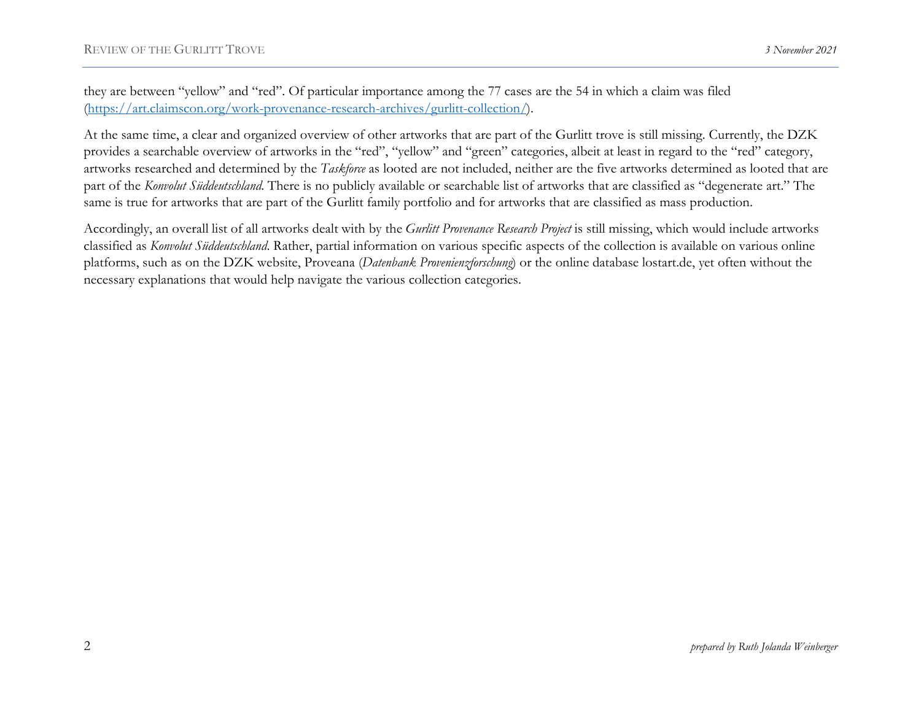they are between “yellow” and “red”. Of particular importance among the 77 cases are the 54 in which a claim was filed ([https://art.claimscon.org/work-provenance-research-archives/gurlitt-collection/](https://art.claimscon.org/work-provenance-research-archives/gurlitt-collection/)).

At the same time, a clear and organized overview of other artworks that are part of the Gurlitt trove is still missing. Currently, the DZK provides a searchable overview of artworks in the “red”, “yellow” and “green” categories, albeit at least in regard to the “red” category, artworks researched and determined by the *Taskforce* as looted are not included, neither are the five artworks determined as looted that are part of the *Konvolut Süddeutschland*. There is no publicly available or searchable list of artworks that are classified as “degenerate art.” The same is true for artworks that are part of the Gurlitt family portfolio and for artworks that are classified as mass production.

Accordingly, an overall list of all artworks dealt with by the *Gurlitt Provenance Research Project* is still missing, which would include artworks classified as *Konvolut Süddeutschland*. Rather, partial information on various specific aspects of the collection is available on various online platforms, such as on the DZK website, Proveana (*Datenbank Provenienzforschung*) or the online database lostart.de, yet often without the necessary explanations that would help navigate the various collection categories.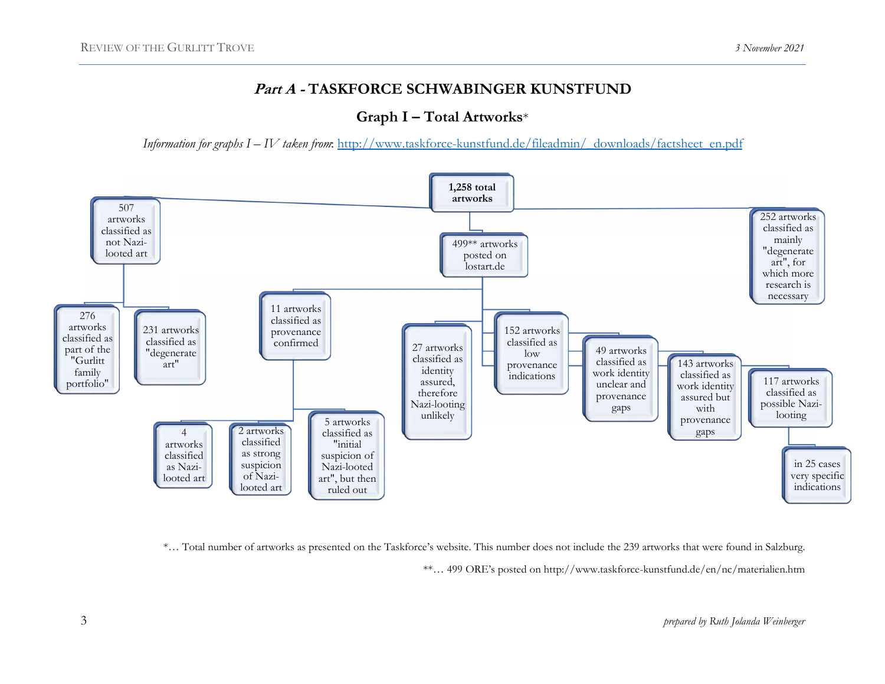## *Part A* - TASKFORCE SCHWABINGER KUNSTFUND

### Graph I – Total Artworks*

*Information for graphs I – IV taken from*: http://www.taskforce-kunstfund.de/fileadmin/_downloads/factsheet_en.pdf

- **1,258 total artworks**
  - 507 artworks classified as not Nazi-looted art
    - 276 artworks classified as part of the "Gurlitt family portfolio"
    - 231 artworks classified as "degenerate art"
  - 499** artworks posted on lostart.de
    - 11 artworks classified as provenance confirmed
      - 4 artworks classified as Nazi-looted art
      - 2 artworks classified as strong suspicion of Nazi-looted art
      - 5 artworks classified as "initial suspicion of Nazi-looted art", but then ruled out
    - 27 artworks classified as identity assured, therefore Nazi-looting unlikely
    - 152 artworks classified as low provenance indications
    - 49 artworks classified as work identity unclear and provenance gaps
    - 143 artworks classified as work identity assured but with provenance gaps
    - 117 artworks classified as possible Nazi-looting
      - in 25 cases very specific indications
  - 252 artworks classified as mainly "degenerate art", for which more research is necessary

*… Total number of artworks as presented on the Taskforce's website. This number does not include the 239 artworks that were found in Salzburg.

**… 499 ORE's posted on http://www.taskforce-kunstfund.de/en/nc/materialien.htm

*prepared by Ruth Jolanda Weinberger*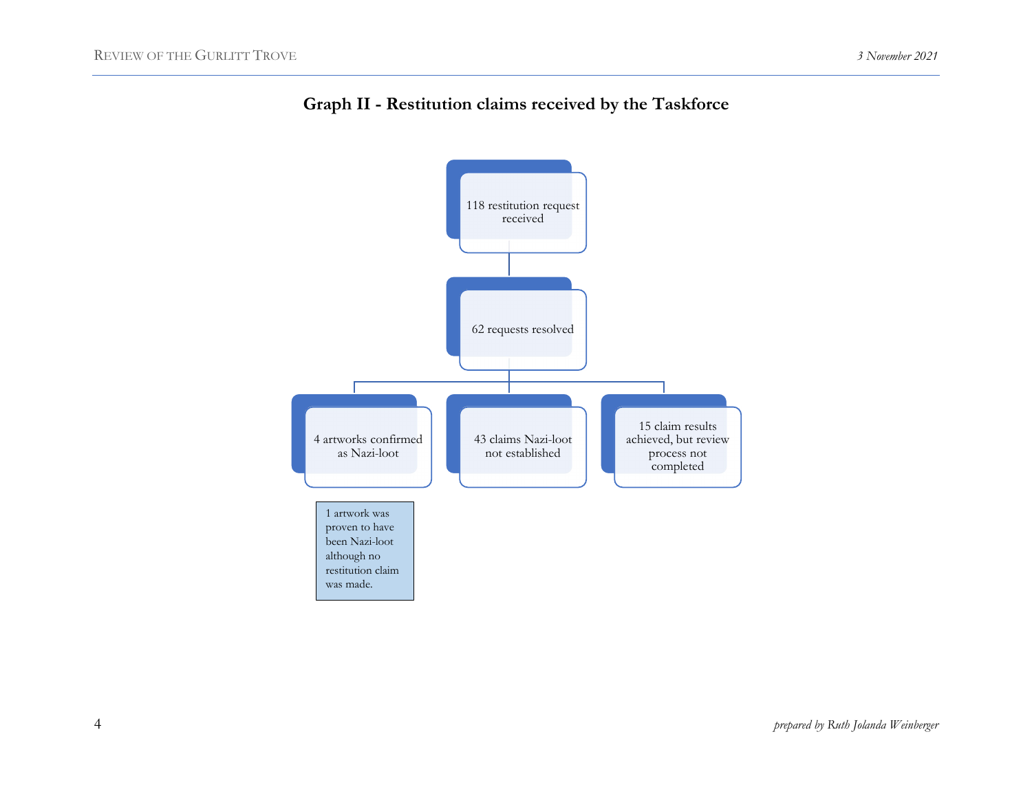## Graph II - Restitution claims received by the Taskforce

- 118 restitution request received
  - 62 requests resolved
    - 4 artworks confirmed as Nazi-loot
      - 1 artwork was proven to have been Nazi-loot although no restitution claim was made.
    - 43 claims Nazi-loot not established
    - 15 claim results achieved, but review process not completed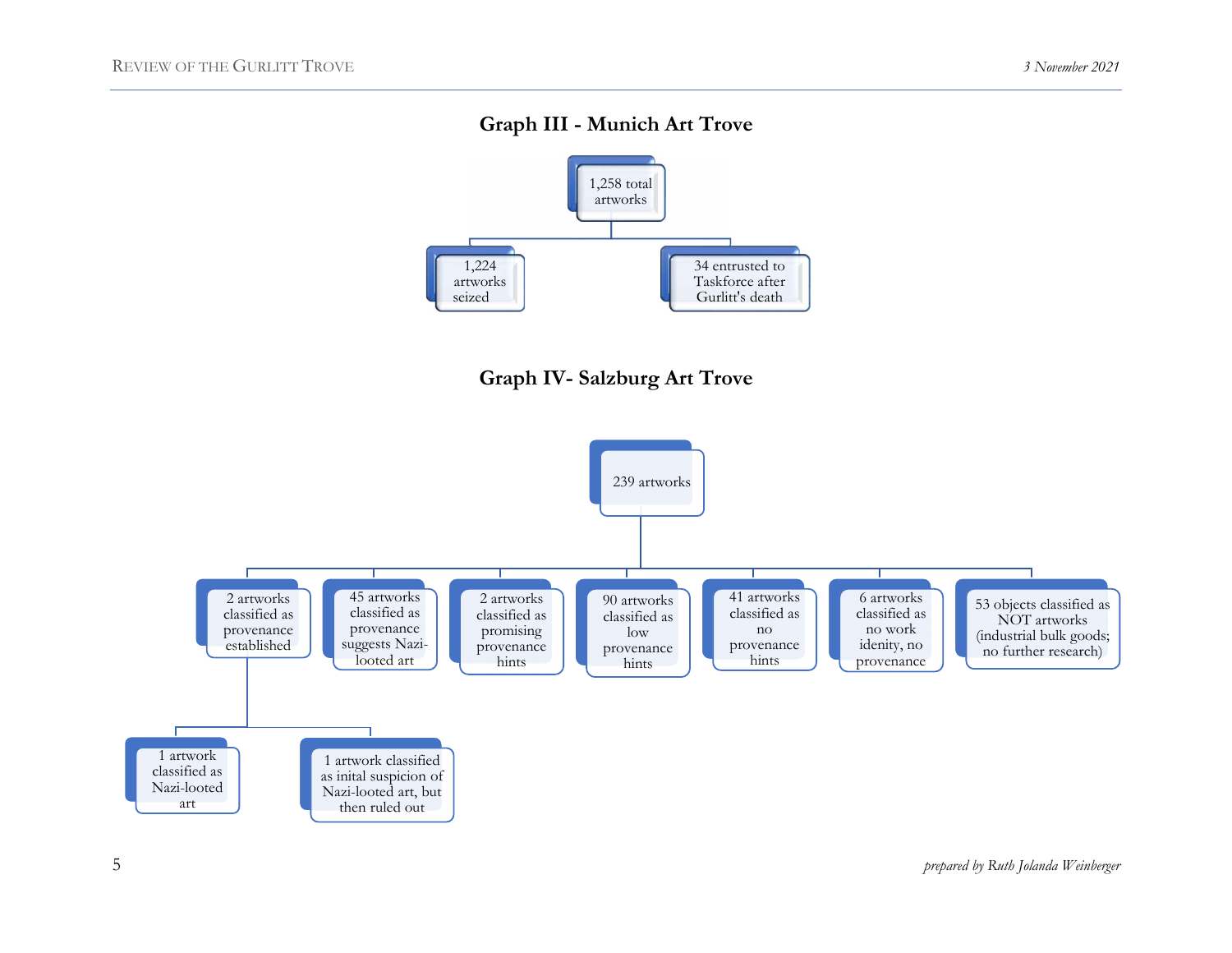## Graph III - Munich Art Trove

- 1,258 total artworks
  - 1,224 artworks seized
  - 34 entrusted to Taskforce after Gurlitt's death

## Graph IV- Salzburg Art Trove

- 239 artworks
  - 2 artworks classified as provenance established
    - 1 artwork classified as Nazi-looted art
    - 1 artwork classified as inital suspicion of Nazi-looted art, but then ruled out
  - 45 artworks classified as provenance suggests Nazi-looted art
  - 2 artworks classified as promising provenance hints
  - 90 artworks classified as low provenance hints
  - 41 artworks classified as no provenance hints
  - 6 artworks classified as no work idenity, no provenance
  - 53 objects classified as NOT artworks (industrial bulk goods; no further research)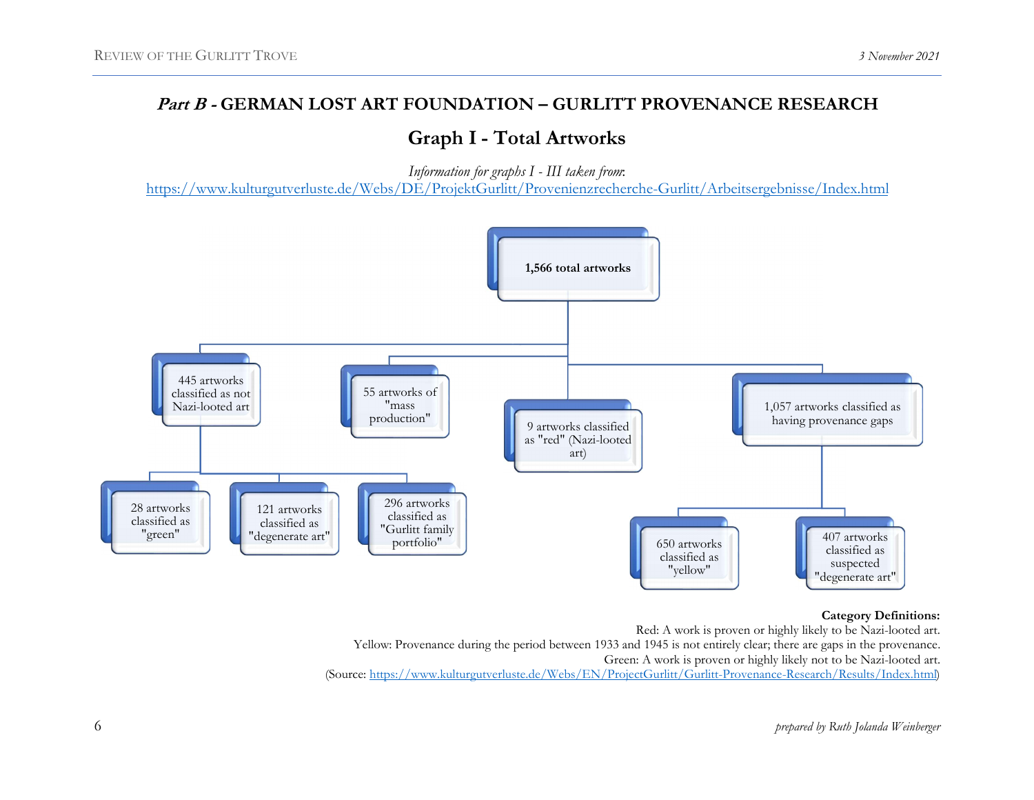## *Part B* - GERMAN LOST ART FOUNDATION – GURLITT PROVENANCE RESEARCH

### Graph I - Total Artworks

*Information for graphs I - III taken from:*
[https://www.kulturgutverluste.de/Webs/DE/ProjektGurlitt/Provenienzrecherche-Gurlitt/Arbeitsergebnisse/Index.html](https://www.kulturgutverluste.de/Webs/DE/ProjektGurlitt/Provenienzrecherche-Gurlitt/Arbeitsergebnisse/Index.html)

- **1,566 total artworks**
  - 445 artworks classified as not Nazi-looted art
    - 28 artworks classified as "green"
    - 121 artworks classified as "degenerate art"
    - 296 artworks classified as "Gurlitt family portfolio"
  - 55 artworks of "mass production"
  - 9 artworks classified as "red" (Nazi-looted art)
  - 1,057 artworks classified as having provenance gaps
    - 650 artworks classified as "yellow"
    - 407 artworks classified as suspected "degenerate art"

**Category Definitions:**
Red: A work is proven or highly likely to be Nazi-looted art.
Yellow: Provenance during the period between 1933 and 1945 is not entirely clear; there are gaps in the provenance.
Green: A work is proven or highly likely not to be Nazi-looted art.
(Source: [https://www.kulturgutverluste.de/Webs/EN/ProjectGurlitt/Gurlitt-Provenance-Research/Results/Index.html](https://www.kulturgutverluste.de/Webs/EN/ProjectGurlitt/Gurlitt-Provenance-Research/Results/Index.html))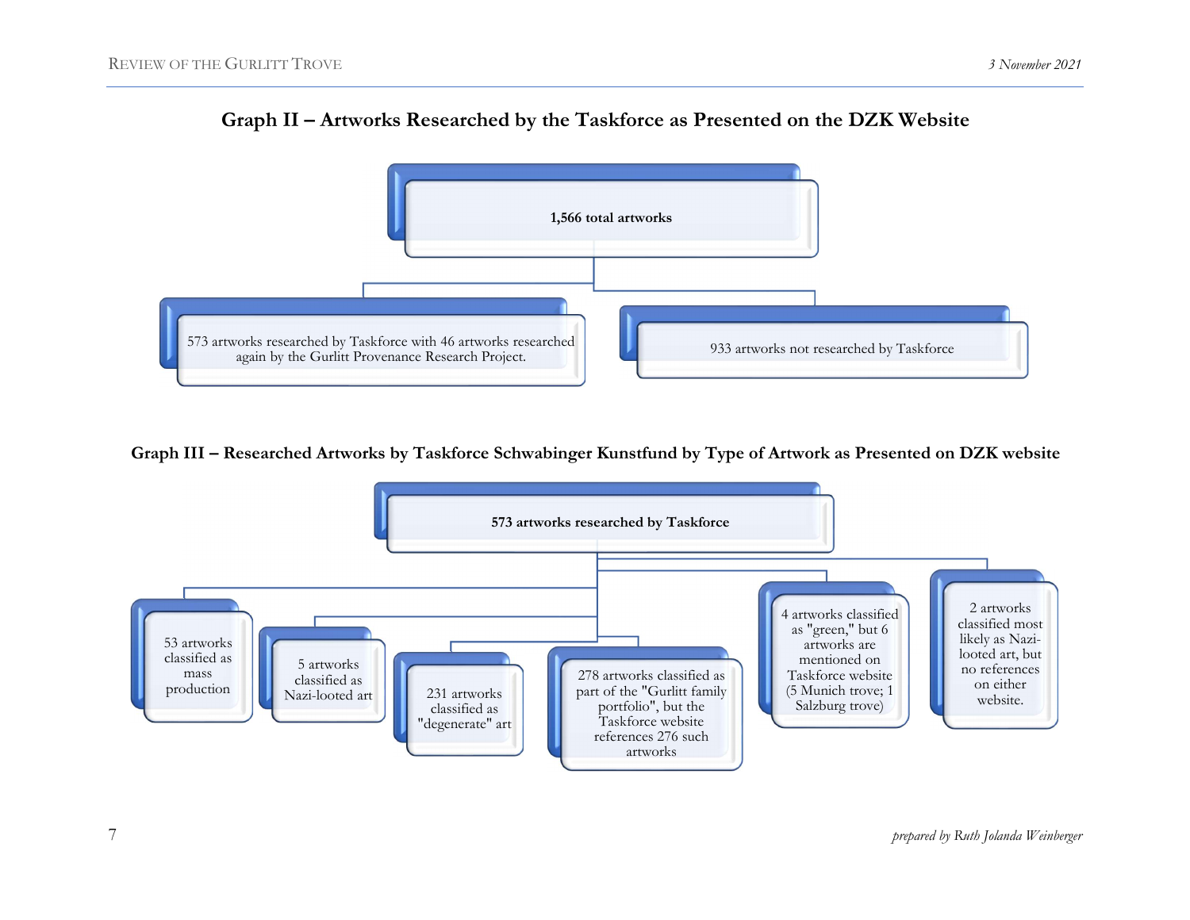## Graph II – Artworks Researched by the Taskforce as Presented on the DZK Website

- **1,566 total artworks**
  - 573 artworks researched by Taskforce with 46 artworks researched again by the Gurlitt Provenance Research Project.
  - 933 artworks not researched by Taskforce

## Graph III – Researched Artworks by Taskforce Schwabinger Kunstfund by Type of Artwork as Presented on DZK website

- **573 artworks researched by Taskforce**
  - 53 artworks classified as mass production
  - 5 artworks classified as Nazi-looted art
  - 231 artworks classified as "degenerate" art
  - 278 artworks classified as part of the "Gurlitt family portfolio", but the Taskforce website references 276 such artworks
  - 4 artworks classified as "green," but 6 artworks are mentioned on Taskforce website (5 Munich trove; 1 Salzburg trove)
  - 2 artworks classified most likely as Nazi-looted art, but no references on either website.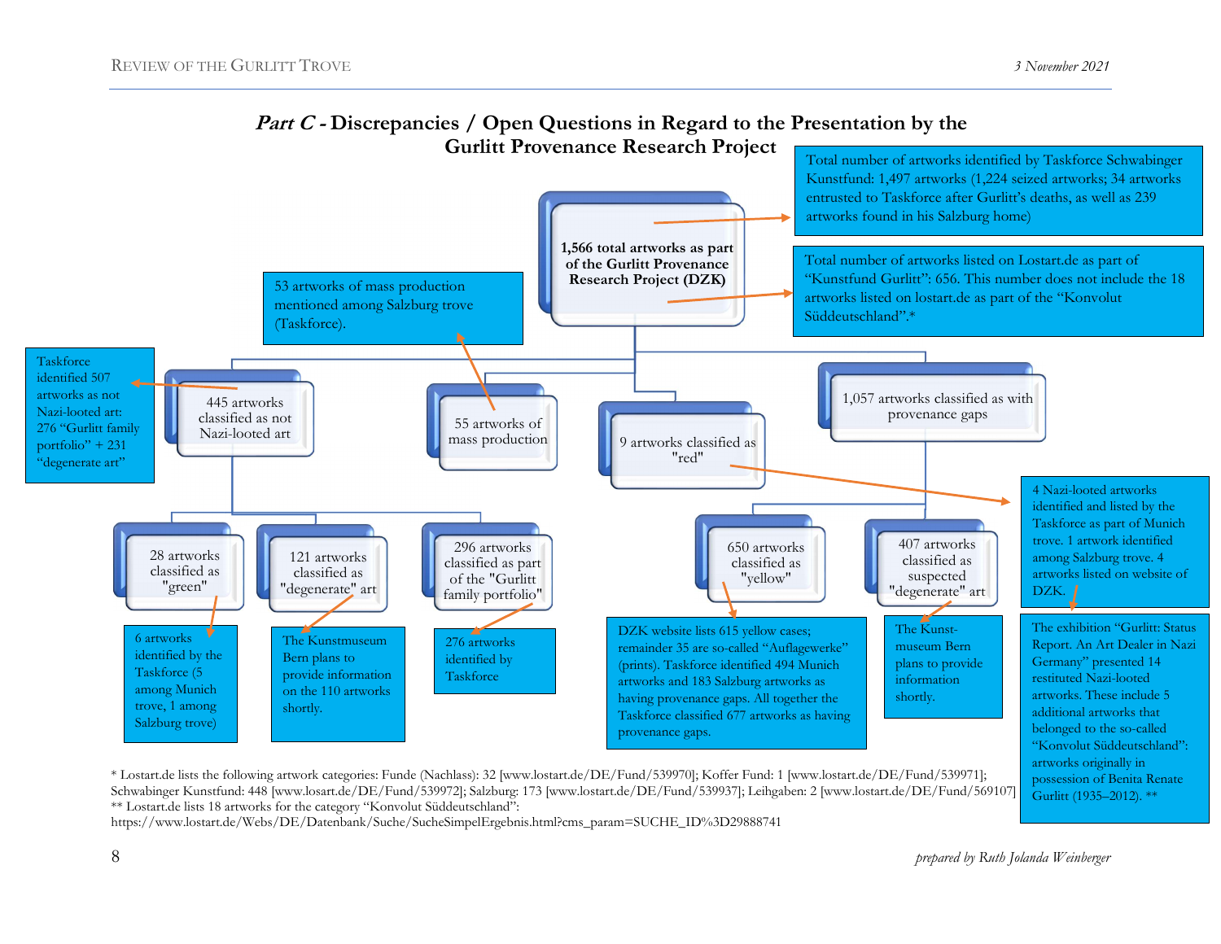## *Part C* - Discrepancies / Open Questions in Regard to the Presentation by the Gurlitt Provenance Research Project

**1,566 total artworks as part of the Gurlitt Provenance Research Project (DZK)**

Total number of artworks identified by Taskforce Schwabinger Kunstfund: 1,497 artworks (1,224 seized artworks; 34 artworks entrusted to Taskforce after Gurlitt's deaths, as well as 239 artworks found in his Salzburg home)

Total number of artworks listed on Lostart.de as part of "Kunstfund Gurlitt": 656. This number does not include the 18 artworks listed on lostart.de as part of the "Konvolut Süddeutschland".*

445 artworks classified as not Nazi-looted art

Taskforce identified 507 artworks as not Nazi-looted art: 276 "Gurlitt family portfolio" + 231 "degenerate art"

55 artworks of mass production

53 artworks of mass production mentioned among Salzburg trove (Taskforce).

9 artworks classified as "red"

4 Nazi-looted artworks identified and listed by the Taskforce as part of Munich trove. 1 artwork identified among Salzburg trove. 4 artworks listed on website of DZK.

The exhibition "Gurlitt: Status Report. An Art Dealer in Nazi Germany" presented 14 restituted Nazi-looted artworks. These include 5 additional artworks that belonged to the so-called "Konvolut Süddeutschland": artworks originally in possession of Benita Renate Gurlitt (1935–2012). **

1,057 artworks classified as with provenance gaps

28 artworks classified as "green"

6 artworks identified by the Taskforce (5 among Munich trove, 1 among Salzburg trove)

121 artworks classified as "degenerate" art

The Kunstmuseum Bern plans to provide information on the 110 artworks shortly.

296 artworks classified as part of the "Gurlitt family portfolio"

276 artworks identified by Taskforce

650 artworks classified as "yellow"

DZK website lists 615 yellow cases; remainder 35 are so-called "Auflagewerke" (prints). Taskforce identified 494 Munich artworks and 183 Salzburg artworks as having provenance gaps. All together the Taskforce classified 677 artworks as having provenance gaps.

407 artworks classified as suspected "degenerate" art

The Kunst-museum Bern plans to provide information shortly.

\* Lostart.de lists the following artwork categories: Funde (Nachlass): 32 [www.lostart.de/DE/Fund/539970]; Koffer Fund: 1 [www.lostart.de/DE/Fund/539971]; Schwabinger Kunstfund: 448 [www.losart.de/DE/Fund/539972]; Salzburg: 173 [www.lostart.de/DE/Fund/539937]; Leihgaben: 2 [www.lostart.de/DE/Fund/569107]

\*\* Lostart.de lists 18 artworks for the category "Konvolut Süddeutschland": https://www.lostart.de/Webs/DE/Datenbank/Suche/SucheSimpelErgebnis.html?cms_param=SUCHE_ID%3D29888741

*prepared by Ruth Jolanda Weinberger*